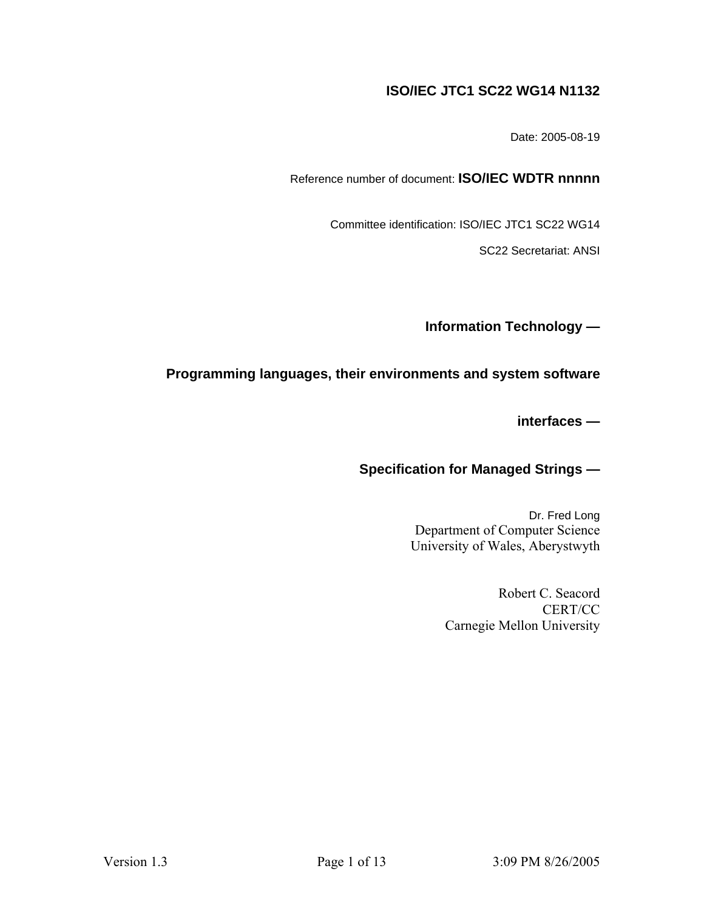**ISO/IEC JTC1 SC22 WG14 N1132**

Date: 2005-08-19

Reference number of document: **ISO/IEC WDTR nnnnn**

Committee identification: ISO/IEC JTC1 SC22 WG14

SC22 Secretariat: ANSI

# Information Technology —

# Programming languages, their environments and system software interfaces —

# Specification for Managed Strings —

Dr. Fred Long
Department of Computer Science
University of Wales, Aberystwyth

Robert C. Seacord
CERT/CC
Carnegie Mellon University

Version 1.3 3:09 PM 8/26/2005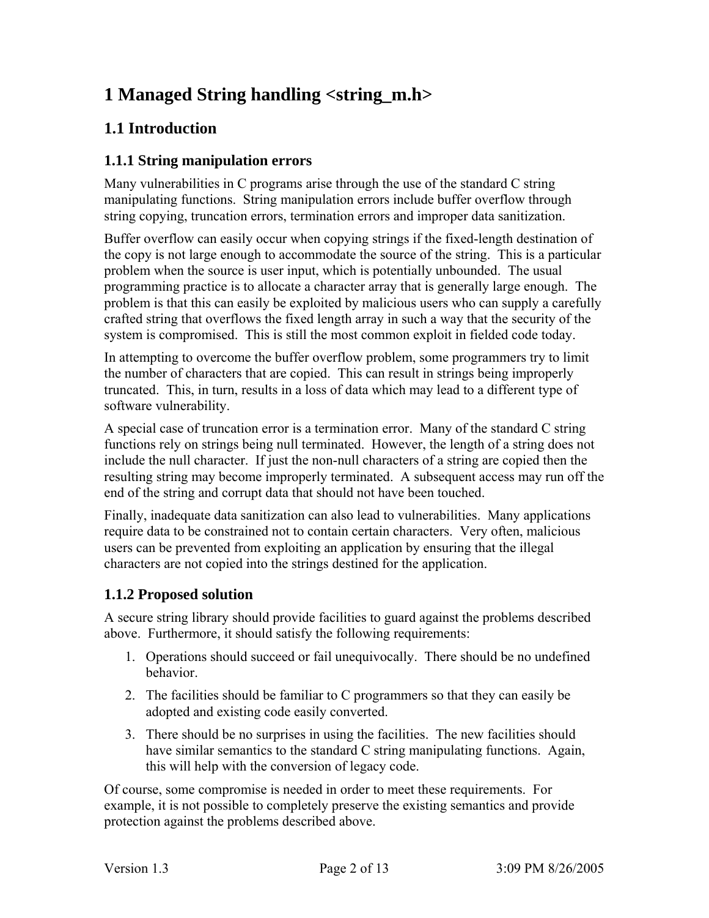# 1 Managed String handling <string_m.h>

## 1.1 Introduction

### 1.1.1 String manipulation errors

Many vulnerabilities in C programs arise through the use of the standard C string manipulating functions. String manipulation errors include buffer overflow through string copying, truncation errors, termination errors and improper data sanitization.

Buffer overflow can easily occur when copying strings if the fixed-length destination of the copy is not large enough to accommodate the source of the string. This is a particular problem when the source is user input, which is potentially unbounded. The usual programming practice is to allocate a character array that is generally large enough. The problem is that this can easily be exploited by malicious users who can supply a carefully crafted string that overflows the fixed length array in such a way that the security of the system is compromised. This is still the most common exploit in fielded code today.

In attempting to overcome the buffer overflow problem, some programmers try to limit the number of characters that are copied. This can result in strings being improperly truncated. This, in turn, results in a loss of data which may lead to a different type of software vulnerability.

A special case of truncation error is a termination error. Many of the standard C string functions rely on strings being null terminated. However, the length of a string does not include the null character. If just the non-null characters of a string are copied then the resulting string may become improperly terminated. A subsequent access may run off the end of the string and corrupt data that should not have been touched.

Finally, inadequate data sanitization can also lead to vulnerabilities. Many applications require data to be constrained not to contain certain characters. Very often, malicious users can be prevented from exploiting an application by ensuring that the illegal characters are not copied into the strings destined for the application.

### 1.1.2 Proposed solution

A secure string library should provide facilities to guard against the problems described above. Furthermore, it should satisfy the following requirements:

1. Operations should succeed or fail unequivocally. There should be no undefined behavior.
2. The facilities should be familiar to C programmers so that they can easily be adopted and existing code easily converted.
3. There should be no surprises in using the facilities. The new facilities should have similar semantics to the standard C string manipulating functions. Again, this will help with the conversion of legacy code.

Of course, some compromise is needed in order to meet these requirements. For example, it is not possible to completely preserve the existing semantics and provide protection against the problems described above.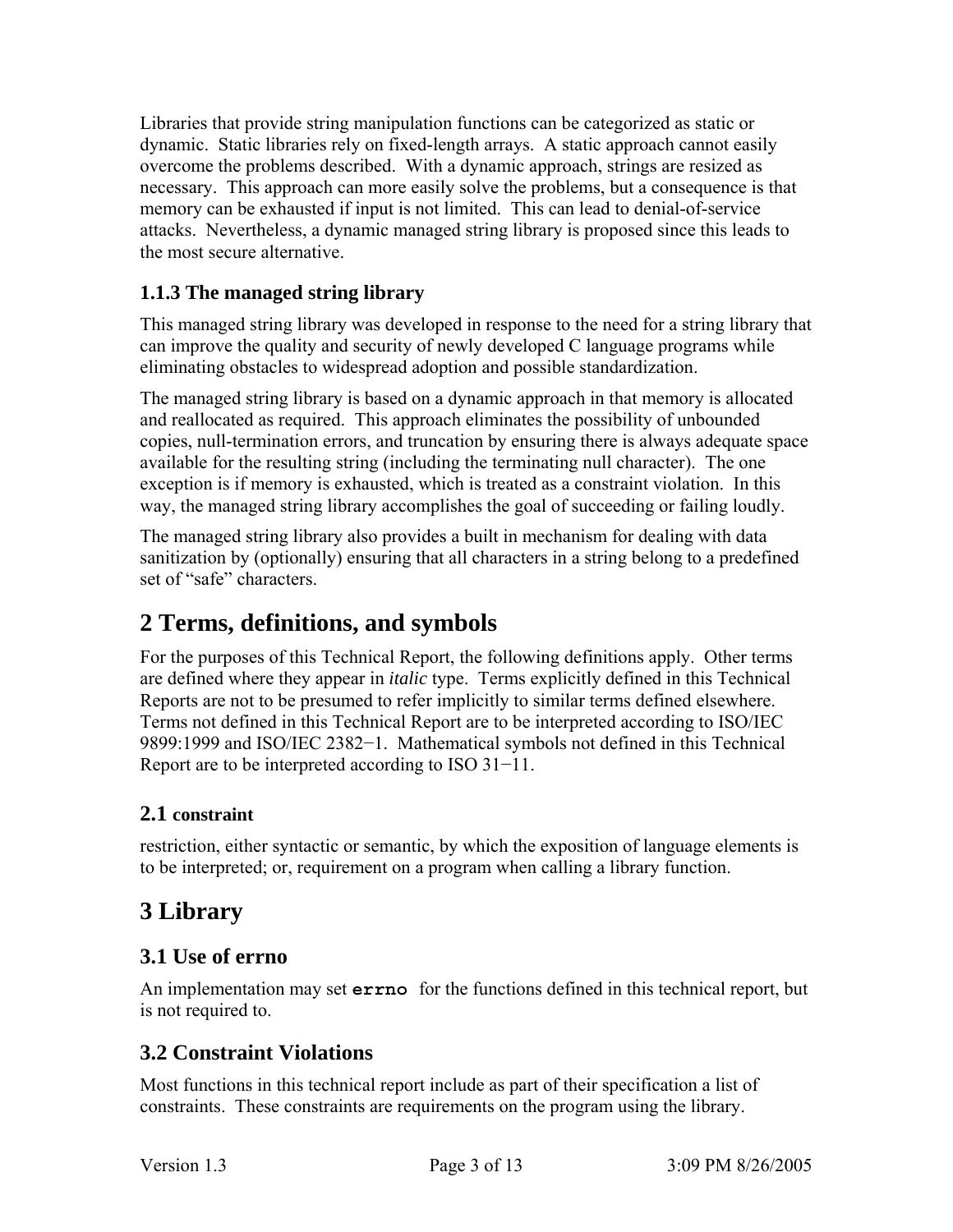Libraries that provide string manipulation functions can be categorized as static or dynamic. Static libraries rely on fixed-length arrays. A static approach cannot easily overcome the problems described. With a dynamic approach, strings are resized as necessary. This approach can more easily solve the problems, but a consequence is that memory can be exhausted if input is not limited. This can lead to denial-of-service attacks. Nevertheless, a dynamic managed string library is proposed since this leads to the most secure alternative.

### 1.1.3 The managed string library

This managed string library was developed in response to the need for a string library that can improve the quality and security of newly developed C language programs while eliminating obstacles to widespread adoption and possible standardization.

The managed string library is based on a dynamic approach in that memory is allocated and reallocated as required. This approach eliminates the possibility of unbounded copies, null-termination errors, and truncation by ensuring there is always adequate space available for the resulting string (including the terminating null character). The one exception is if memory is exhausted, which is treated as a constraint violation. In this way, the managed string library accomplishes the goal of succeeding or failing loudly.

The managed string library also provides a built in mechanism for dealing with data sanitization by (optionally) ensuring that all characters in a string belong to a predefined set of "safe" characters.

# 2 Terms, definitions, and symbols

For the purposes of this Technical Report, the following definitions apply. Other terms are defined where they appear in *italic* type. Terms explicitly defined in this Technical Reports are not to be presumed to refer implicitly to similar terms defined elsewhere. Terms not defined in this Technical Report are to be interpreted according to ISO/IEC 9899:1999 and ISO/IEC 2382−1. Mathematical symbols not defined in this Technical Report are to be interpreted according to ISO 31−11.

## 2.1 constraint

restriction, either syntactic or semantic, by which the exposition of language elements is to be interpreted; or, requirement on a program when calling a library function.

# 3 Library

## 3.1 Use of errno

An implementation may set **`errno`** for the functions defined in this technical report, but is not required to.

## 3.2 Constraint Violations

Most functions in this technical report include as part of their specification a list of constraints. These constraints are requirements on the program using the library.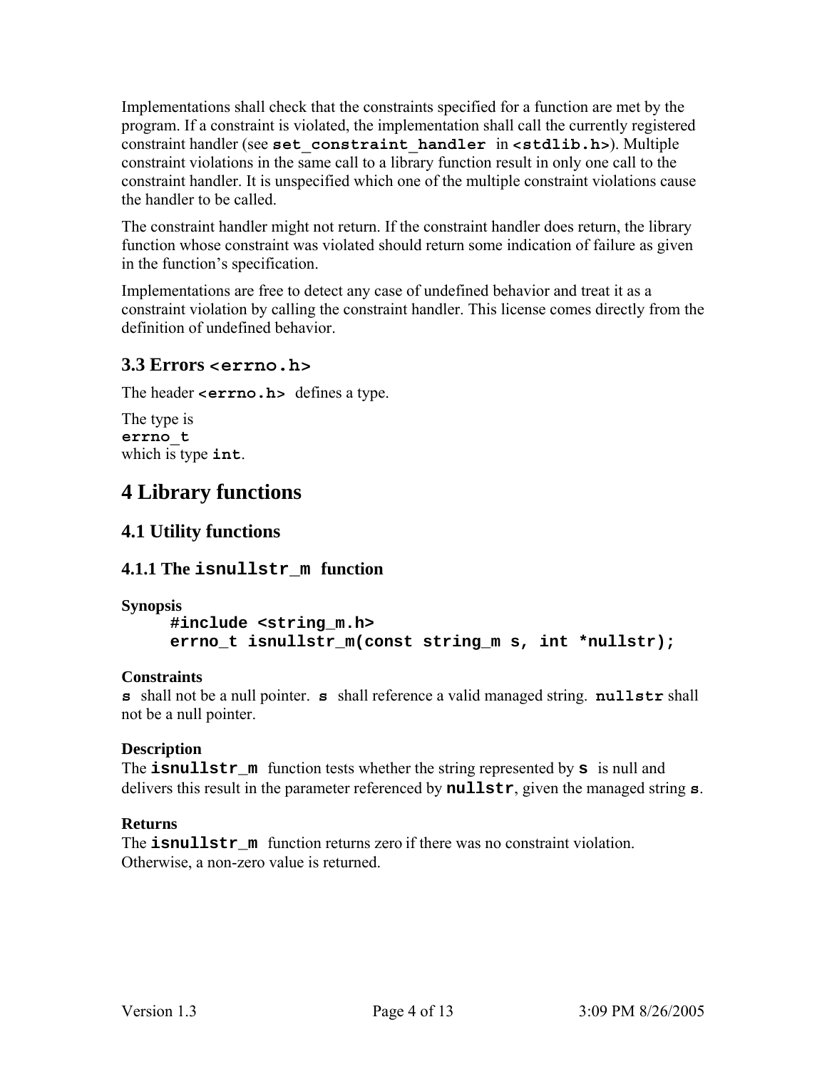Implementations shall check that the constraints specified for a function are met by the program. If a constraint is violated, the implementation shall call the currently registered constraint handler (see `set_constraint_handler` in `<stdlib.h>`). Multiple constraint violations in the same call to a library function result in only one call to the constraint handler. It is unspecified which one of the multiple constraint violations cause the handler to be called.

The constraint handler might not return. If the constraint handler does return, the library function whose constraint was violated should return some indication of failure as given in the function's specification.

Implementations are free to detect any case of undefined behavior and treat it as a constraint violation by calling the constraint handler. This license comes directly from the definition of undefined behavior.

### 3.3 Errors `<errno.h>`

The header `<errno.h>` defines a type.

The type is
**`errno_t`**
which is type **`int`**.

## 4 Library functions

### 4.1 Utility functions

#### 4.1.1 The `isnullstr_m` function

**Synopsis**

```
#include <string_m.h>
errno_t isnullstr_m(const string_m s, int *nullstr);
```

**Constraints**

**`s`** shall not be a null pointer. **`s`** shall reference a valid managed string. **`nullstr`** shall not be a null pointer.

**Description**

The **`isnullstr_m`** function tests whether the string represented by **`s`** is null and delivers this result in the parameter referenced by **`nullstr`**, given the managed string **`s`**.

**Returns**

The **`isnullstr_m`** function returns zero if there was no constraint violation. Otherwise, a non-zero value is returned.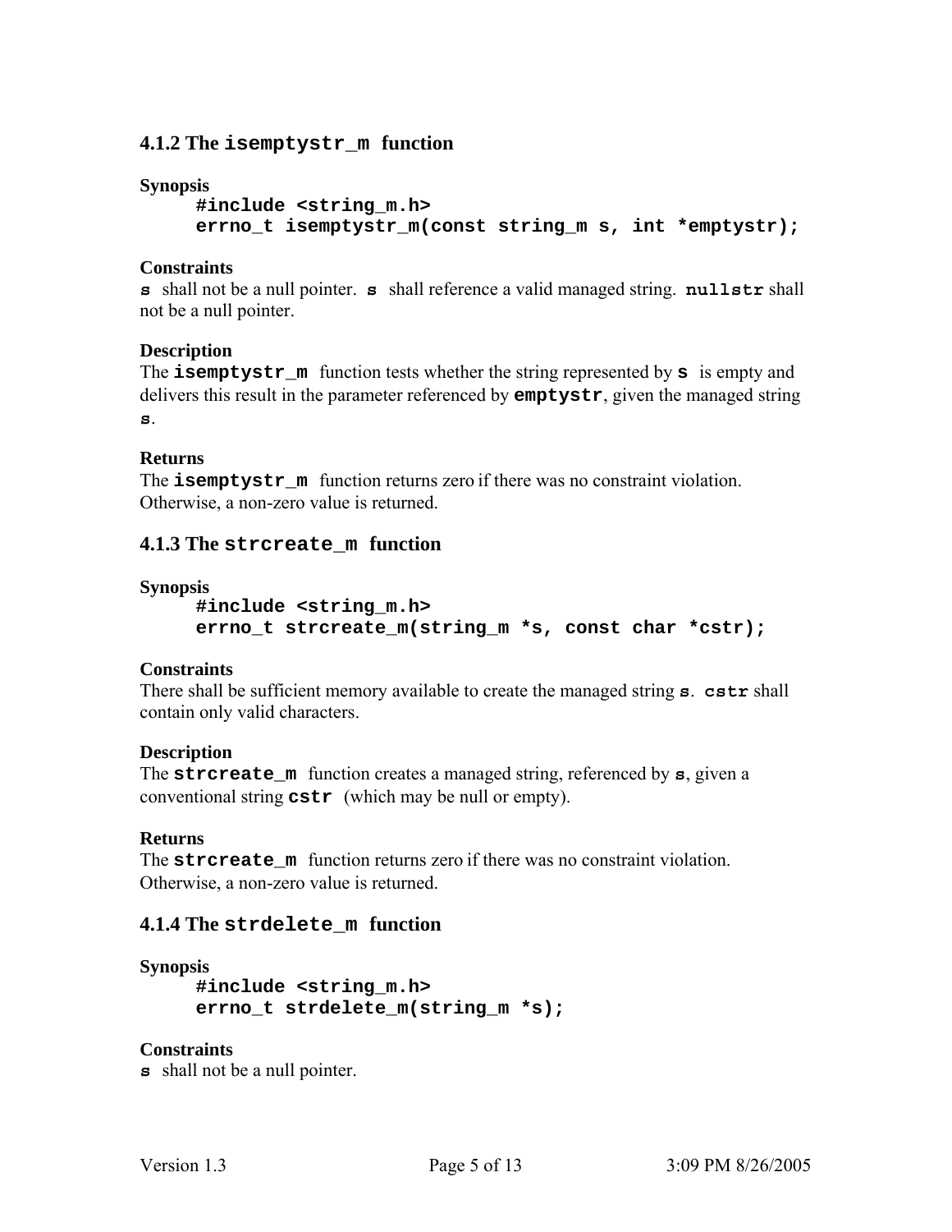### 4.1.2 The `isemptystr_m` function

**Synopsis**

```
#include <string_m.h>
errno_t isemptystr_m(const string_m s, int *emptystr);
```

**Constraints**

**`s`** shall not be a null pointer. **`s`** shall reference a valid managed string. **`nullstr`** shall not be a null pointer.

**Description**

The **`isemptystr_m`** function tests whether the string represented by **`s`** is empty and delivers this result in the parameter referenced by **`emptystr`**, given the managed string **`s`**.

**Returns**

The **`isemptystr_m`** function returns zero if there was no constraint violation. Otherwise, a non-zero value is returned.

### 4.1.3 The `strcreate_m` function

**Synopsis**

```
#include <string_m.h>
errno_t strcreate_m(string_m *s, const char *cstr);
```

**Constraints**

There shall be sufficient memory available to create the managed string **`s`**. **`cstr`** shall contain only valid characters.

**Description**

The **`strcreate_m`** function creates a managed string, referenced by **`s`**, given a conventional string **`cstr`** (which may be null or empty).

**Returns**

The **`strcreate_m`** function returns zero if there was no constraint violation. Otherwise, a non-zero value is returned.

### 4.1.4 The `strdelete_m` function

**Synopsis**

```
#include <string_m.h>
errno_t strdelete_m(string_m *s);
```

**Constraints**

**`s`** shall not be a null pointer.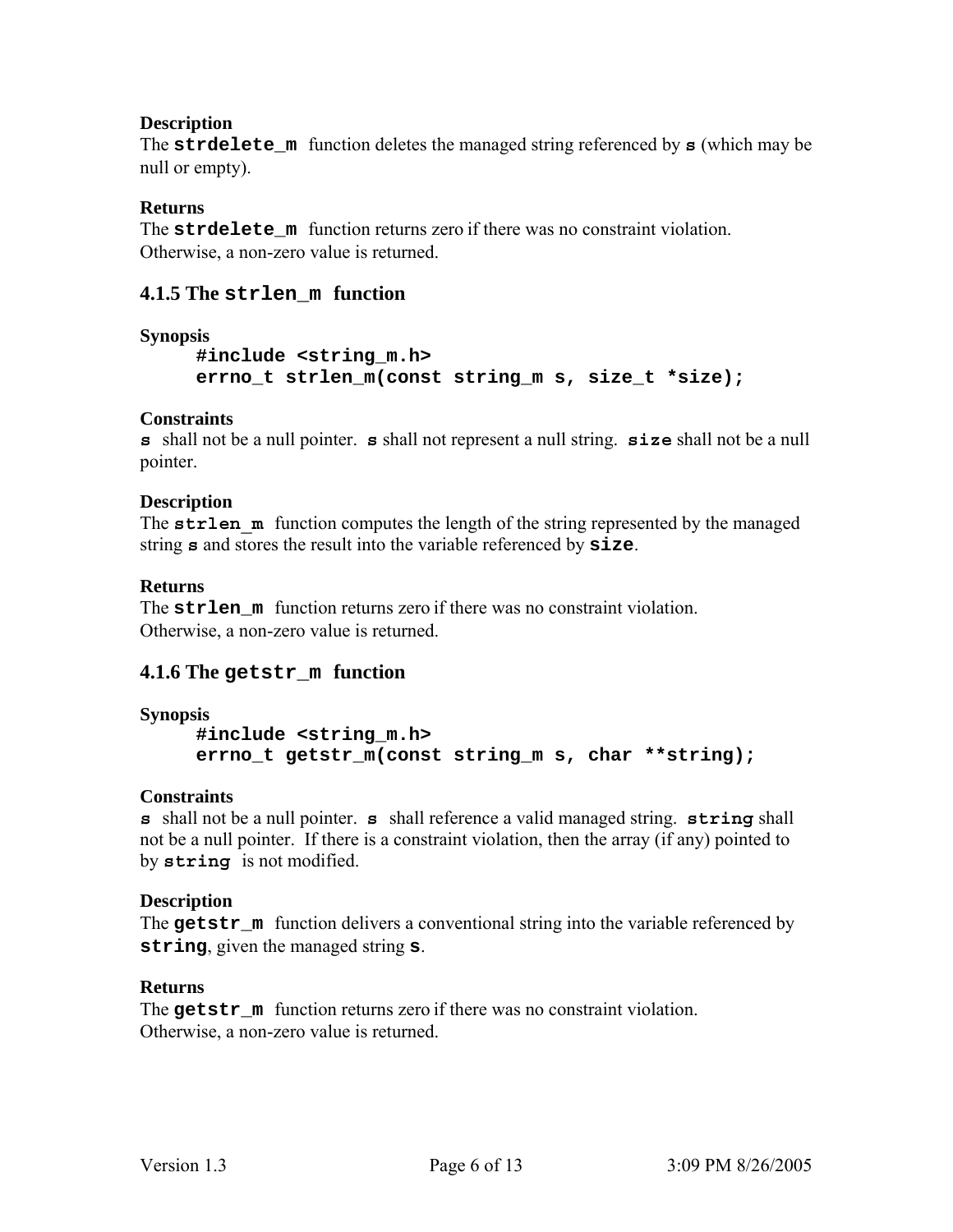**Description**

The **strdelete_m** function deletes the managed string referenced by **s** (which may be null or empty).

**Returns**

The **strdelete_m** function returns zero if there was no constraint violation. Otherwise, a non-zero value is returned.

### 4.1.5 The strlen_m function

**Synopsis**

```
#include <string_m.h>
errno_t strlen_m(const string_m s, size_t *size);
```

**Constraints**

**s** shall not be a null pointer. **s** shall not represent a null string. **size** shall not be a null pointer.

**Description**

The **strlen_m** function computes the length of the string represented by the managed string **s** and stores the result into the variable referenced by **size**.

**Returns**

The **strlen_m** function returns zero if there was no constraint violation. Otherwise, a non-zero value is returned.

### 4.1.6 The getstr_m function

**Synopsis**

```
#include <string_m.h>
errno_t getstr_m(const string_m s, char **string);
```

**Constraints**

**s** shall not be a null pointer. **s** shall reference a valid managed string. **string** shall not be a null pointer. If there is a constraint violation, then the array (if any) pointed to by **string** is not modified.

**Description**

The **getstr_m** function delivers a conventional string into the variable referenced by **string**, given the managed string **s**.

**Returns**

The **getstr_m** function returns zero if there was no constraint violation. Otherwise, a non-zero value is returned.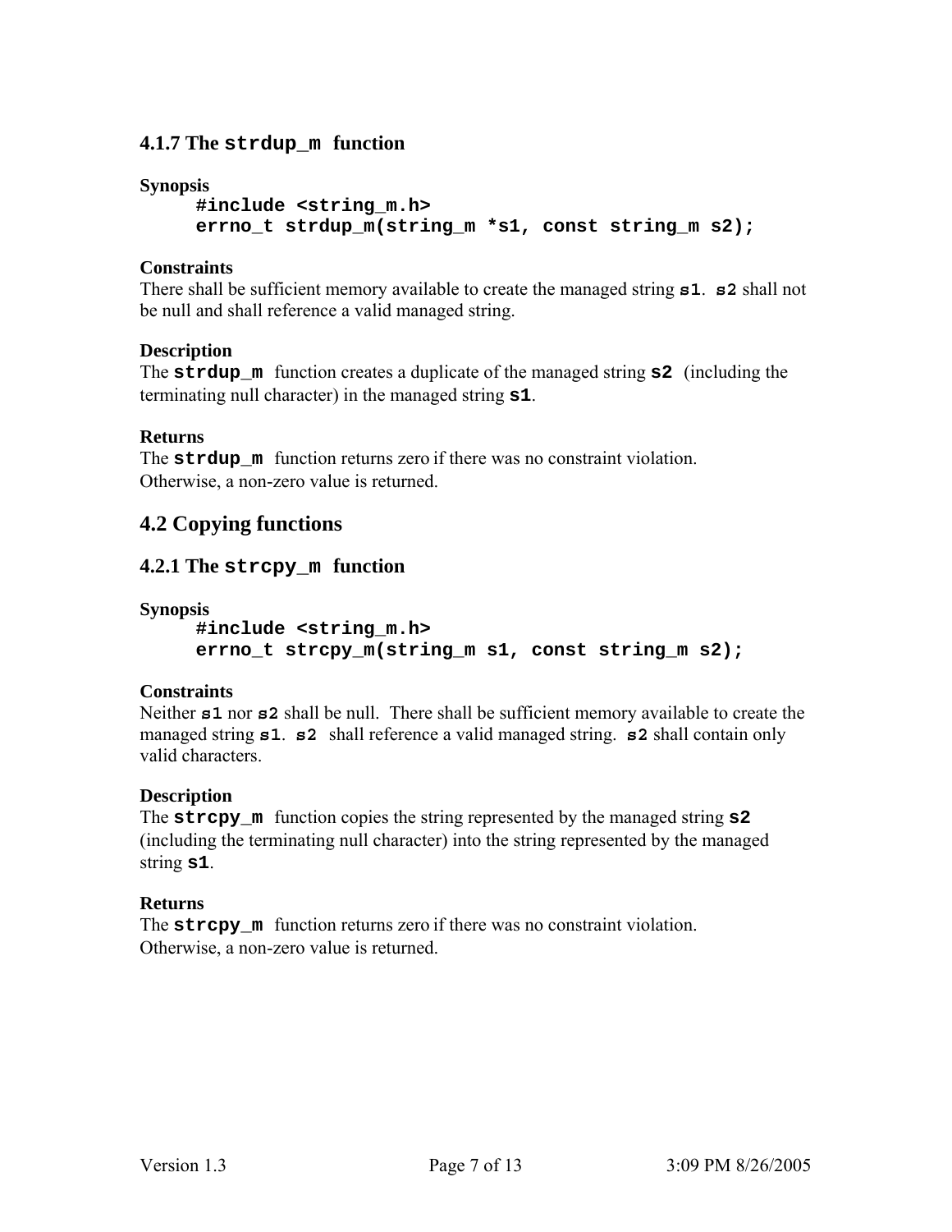### 4.1.7 The `strdup_m` function

**Synopsis**

```
#include <string_m.h>
errno_t strdup_m(string_m *s1, const string_m s2);
```

**Constraints**

There shall be sufficient memory available to create the managed string **`s1`**. **`s2`** shall not be null and shall reference a valid managed string.

**Description**

The **`strdup_m`** function creates a duplicate of the managed string **`s2`** (including the terminating null character) in the managed string **`s1`**.

**Returns**

The **`strdup_m`** function returns zero if there was no constraint violation. Otherwise, a non-zero value is returned.

## 4.2 Copying functions

### 4.2.1 The `strcpy_m` function

**Synopsis**

```
#include <string_m.h>
errno_t strcpy_m(string_m s1, const string_m s2);
```

**Constraints**

Neither **`s1`** nor **`s2`** shall be null. There shall be sufficient memory available to create the managed string **`s1`**. **`s2`** shall reference a valid managed string. **`s2`** shall contain only valid characters.

**Description**

The **`strcpy_m`** function copies the string represented by the managed string **`s2`** (including the terminating null character) into the string represented by the managed string **`s1`**.

**Returns**

The **`strcpy_m`** function returns zero if there was no constraint violation. Otherwise, a non-zero value is returned.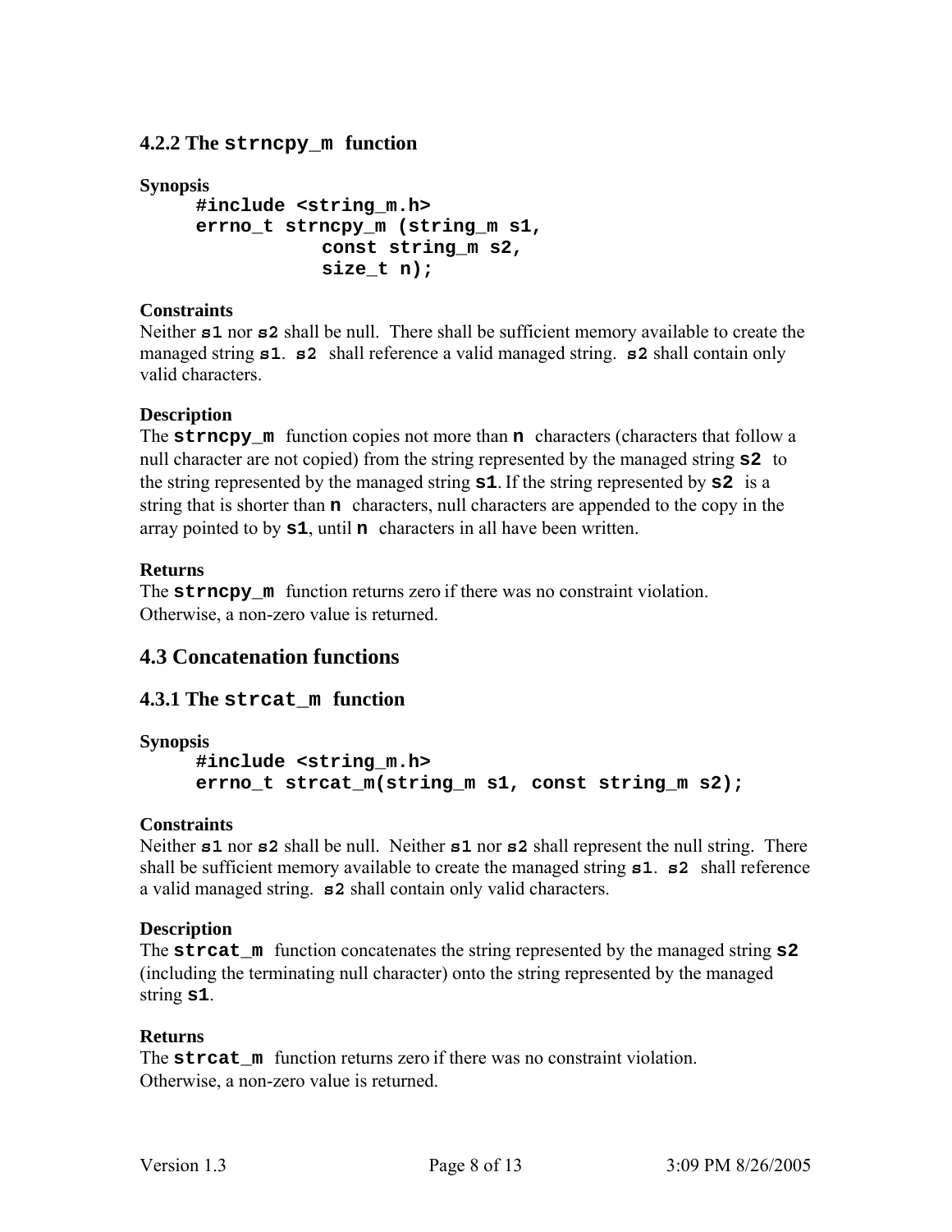### 4.2.2 The `strncpy_m` function

**Synopsis**

```
#include <string_m.h>
errno_t strncpy_m (string_m s1,
            const string_m s2,
            size_t n);
```

**Constraints**

Neither **s1** nor **s2** shall be null. There shall be sufficient memory available to create the managed string **s1**. **s2** shall reference a valid managed string. **s2** shall contain only valid characters.

**Description**

The **strncpy_m** function copies not more than **n** characters (characters that follow a null character are not copied) from the string represented by the managed string **s2** to the string represented by the managed string **s1**. If the string represented by **s2** is a string that is shorter than **n** characters, null characters are appended to the copy in the array pointed to by **s1**, until **n** characters in all have been written.

**Returns**

The **strncpy_m** function returns zero if there was no constraint violation. Otherwise, a non-zero value is returned.

## 4.3 Concatenation functions

### 4.3.1 The `strcat_m` function

**Synopsis**

```
#include <string_m.h>
errno_t strcat_m(string_m s1, const string_m s2);
```

**Constraints**

Neither **s1** nor **s2** shall be null. Neither **s1** nor **s2** shall represent the null string. There shall be sufficient memory available to create the managed string **s1**. **s2** shall reference a valid managed string. **s2** shall contain only valid characters.

**Description**

The **strcat_m** function concatenates the string represented by the managed string **s2** (including the terminating null character) onto the string represented by the managed string **s1**.

**Returns**

The **strcat_m** function returns zero if there was no constraint violation. Otherwise, a non-zero value is returned.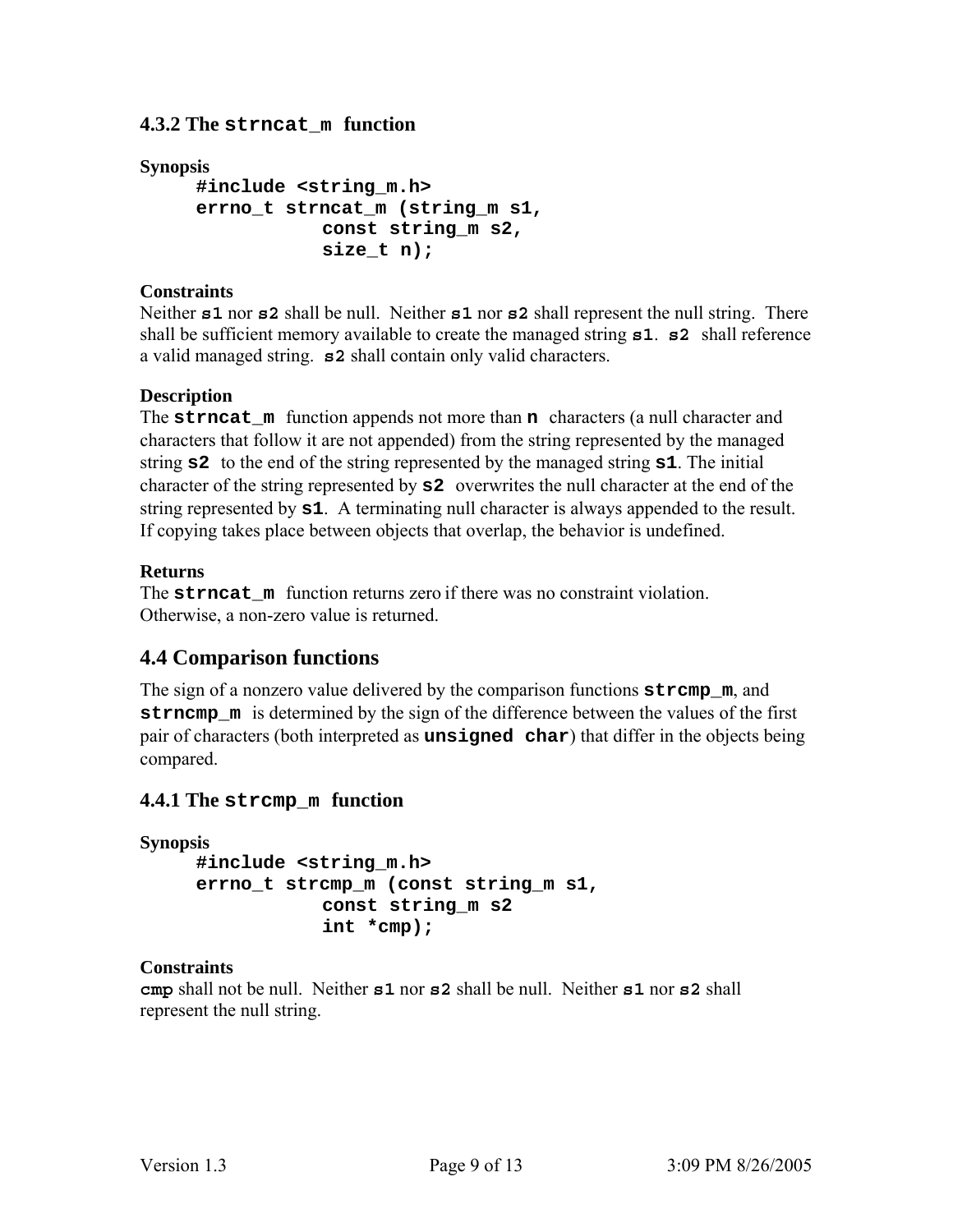### 4.3.2 The `strncat_m` function

**Synopsis**

```
#include <string_m.h>
errno_t strncat_m (string_m s1,
           const string_m s2,
           size_t n);
```

**Constraints**

Neither **`s1`** nor **`s2`** shall be null. Neither **`s1`** nor **`s2`** shall represent the null string. There shall be sufficient memory available to create the managed string **`s1`**. **`s2`** shall reference a valid managed string. **`s2`** shall contain only valid characters.

**Description**

The **`strncat_m`** function appends not more than **`n`** characters (a null character and characters that follow it are not appended) from the string represented by the managed string **`s2`** to the end of the string represented by the managed string **`s1`**. The initial character of the string represented by **`s2`** overwrites the null character at the end of the string represented by **`s1`**. A terminating null character is always appended to the result. If copying takes place between objects that overlap, the behavior is undefined.

**Returns**

The **`strncat_m`** function returns zero if there was no constraint violation. Otherwise, a non-zero value is returned.

## 4.4 Comparison functions

The sign of a nonzero value delivered by the comparison functions **`strcmp_m`**, and **`strncmp_m`** is determined by the sign of the difference between the values of the first pair of characters (both interpreted as **`unsigned char`**) that differ in the objects being compared.

### 4.4.1 The `strcmp_m` function

**Synopsis**

```
#include <string_m.h>
errno_t strcmp_m (const string_m s1,
           const string_m s2
           int *cmp);
```

**Constraints**

**`cmp`** shall not be null. Neither **`s1`** nor **`s2`** shall be null. Neither **`s1`** nor **`s2`** shall represent the null string.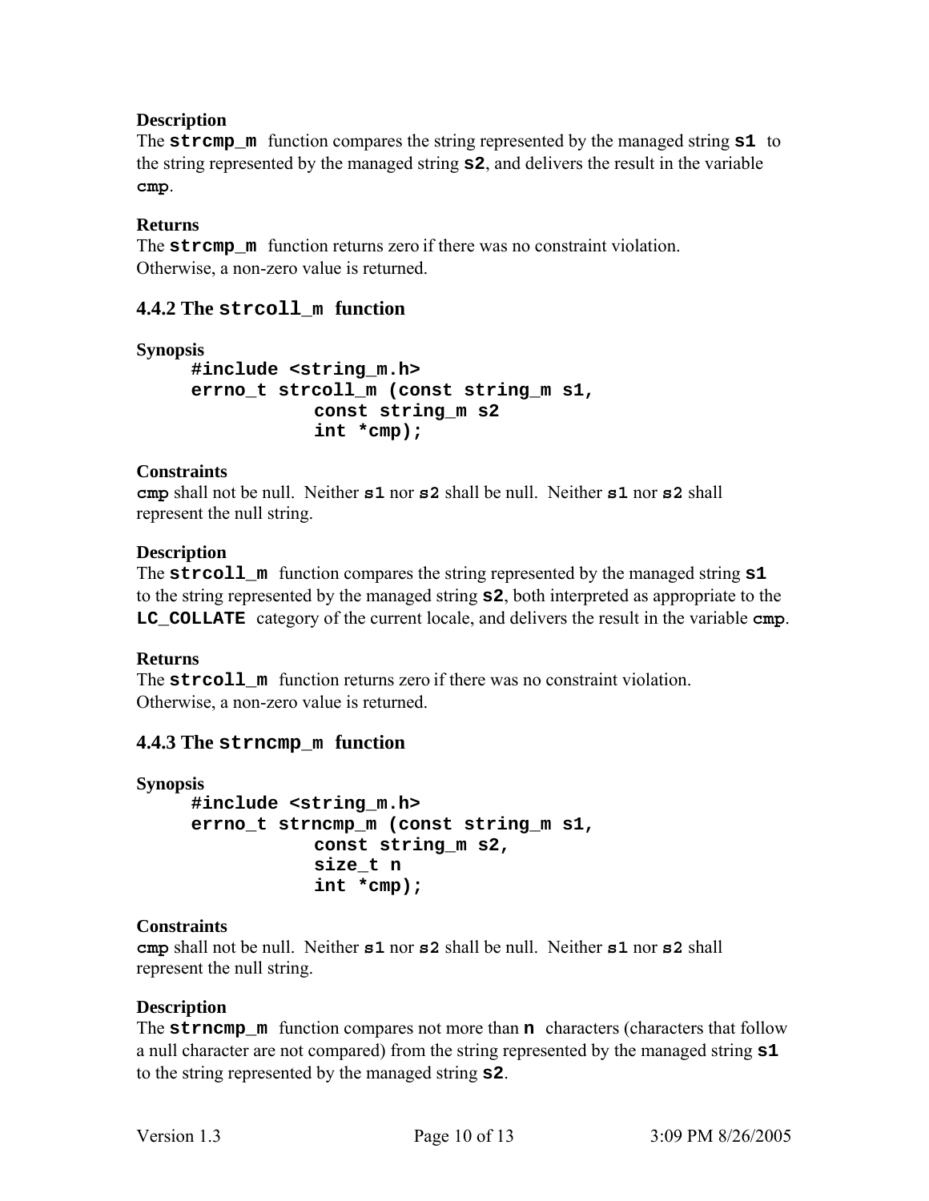**Description**

The **`strcmp_m`** function compares the string represented by the managed string **`s1`** to the string represented by the managed string **`s2`**, and delivers the result in the variable **`cmp`**.

**Returns**

The **`strcmp_m`** function returns zero if there was no constraint violation. Otherwise, a non-zero value is returned.

### 4.4.2 The `strcoll_m` function

**Synopsis**

```
#include <string_m.h>
errno_t strcoll_m (const string_m s1,
            const string_m s2
            int *cmp);
```

**Constraints**

**`cmp`** shall not be null. Neither **`s1`** nor **`s2`** shall be null. Neither **`s1`** nor **`s2`** shall represent the null string.

**Description**

The **`strcoll_m`** function compares the string represented by the managed string **`s1`** to the string represented by the managed string **`s2`**, both interpreted as appropriate to the **`LC_COLLATE`** category of the current locale, and delivers the result in the variable **`cmp`**.

**Returns**

The **`strcoll_m`** function returns zero if there was no constraint violation. Otherwise, a non-zero value is returned.

### 4.4.3 The `strncmp_m` function

**Synopsis**

```
#include <string_m.h>
errno_t strncmp_m (const string_m s1,
            const string_m s2,
            size_t n
            int *cmp);
```

**Constraints**

**`cmp`** shall not be null. Neither **`s1`** nor **`s2`** shall be null. Neither **`s1`** nor **`s2`** shall represent the null string.

**Description**

The **`strncmp_m`** function compares not more than **`n`** characters (characters that follow a null character are not compared) from the string represented by the managed string **`s1`** to the string represented by the managed string **`s2`**.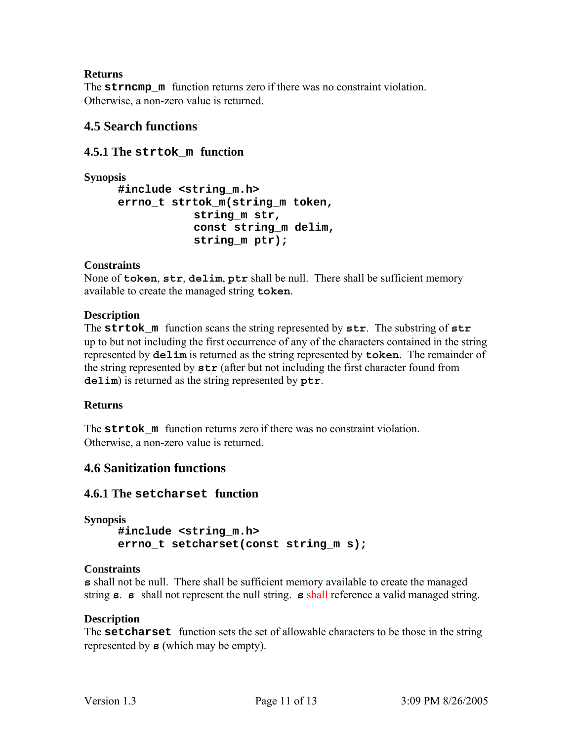**Returns**

The **strncmp_m** function returns zero if there was no constraint violation. Otherwise, a non-zero value is returned.

## 4.5 Search functions

### 4.5.1 The strtok_m function

**Synopsis**

```
#include <string_m.h>
errno_t strtok_m(string_m token,
           string_m str,
           const string_m delim,
           string_m ptr);
```

**Constraints**

None of **token**, **str**, **delim**, **ptr** shall be null. There shall be sufficient memory available to create the managed string **token**.

**Description**

The **strtok_m** function scans the string represented by **str**. The substring of **str** up to but not including the first occurrence of any of the characters contained in the string represented by **delim** is returned as the string represented by **token**. The remainder of the string represented by **str** (after but not including the first character found from **delim**) is returned as the string represented by **ptr**.

**Returns**

The **strtok_m** function returns zero if there was no constraint violation. Otherwise, a non-zero value is returned.

## 4.6 Sanitization functions

### 4.6.1 The setcharset function

**Synopsis**

```
#include <string_m.h>
errno_t setcharset(const string_m s);
```

**Constraints**

**s** shall not be null. There shall be sufficient memory available to create the managed string **s**. **s** shall not represent the null string. **s** shall reference a valid managed string.

**Description**

The **setcharset** function sets the set of allowable characters to be those in the string represented by **s** (which may be empty).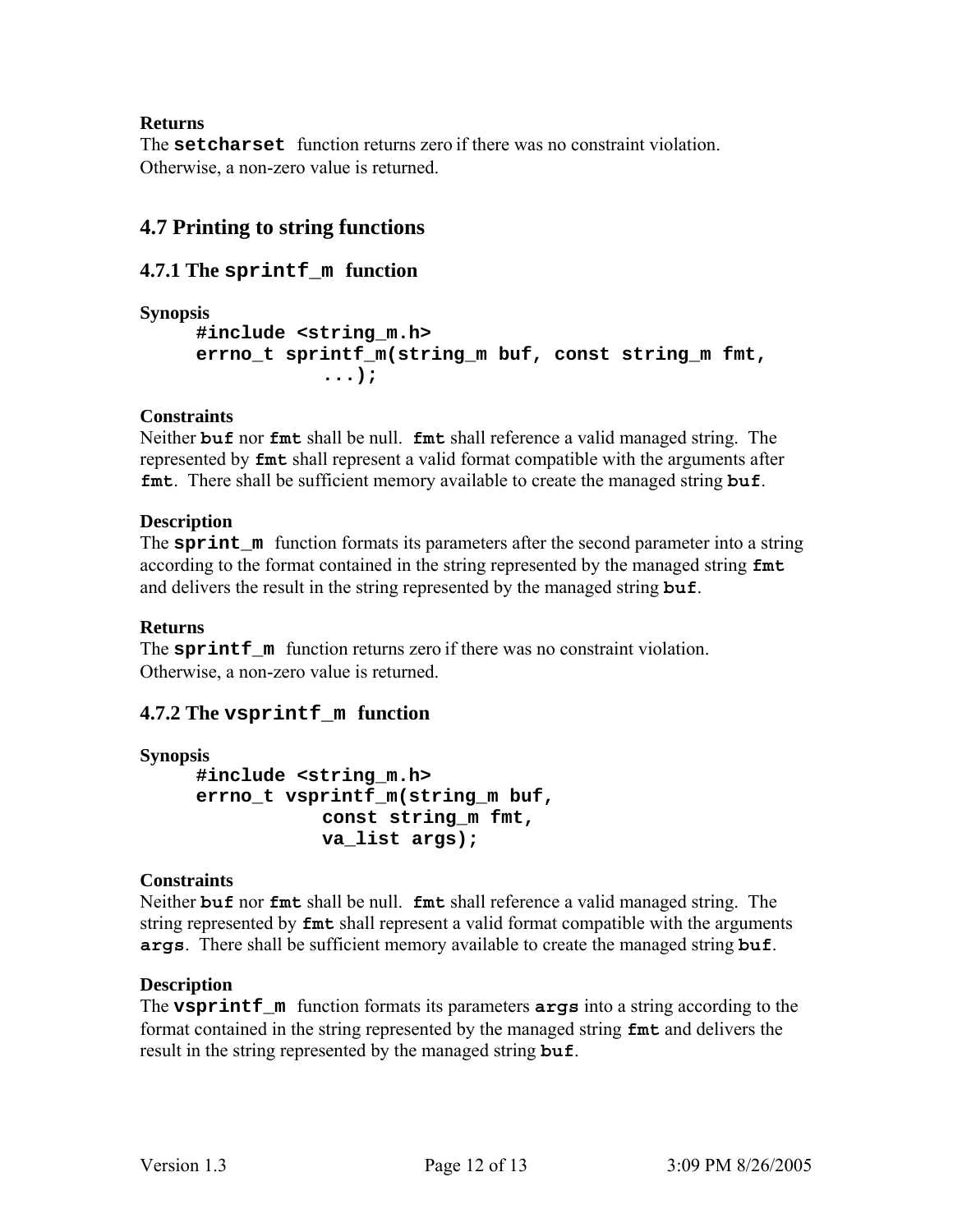**Returns**

The **`setcharset`** function returns zero if there was no constraint violation. Otherwise, a non-zero value is returned.

## 4.7 Printing to string functions

### 4.7.1 The `sprintf_m` function

**Synopsis**

```
#include <string_m.h>
errno_t sprintf_m(string_m buf, const string_m fmt,
          ...);
```

**Constraints**

Neither **`buf`** nor **`fmt`** shall be null. **`fmt`** shall reference a valid managed string. The represented by **`fmt`** shall represent a valid format compatible with the arguments after **`fmt`**. There shall be sufficient memory available to create the managed string **`buf`**.

**Description**

The **`sprint_m`** function formats its parameters after the second parameter into a string according to the format contained in the string represented by the managed string **`fmt`** and delivers the result in the string represented by the managed string **`buf`**.

**Returns**

The **`sprintf_m`** function returns zero if there was no constraint violation. Otherwise, a non-zero value is returned.

### 4.7.2 The `vsprintf_m` function

**Synopsis**

```
#include <string_m.h>
errno_t vsprintf_m(string_m buf,
          const string_m fmt,
          va_list args);
```

**Constraints**

Neither **`buf`** nor **`fmt`** shall be null. **`fmt`** shall reference a valid managed string. The string represented by **`fmt`** shall represent a valid format compatible with the arguments **`args`**. There shall be sufficient memory available to create the managed string **`buf`**.

**Description**

The **`vsprintf_m`** function formats its parameters **`args`** into a string according to the format contained in the string represented by the managed string **`fmt`** and delivers the result in the string represented by the managed string **`buf`**.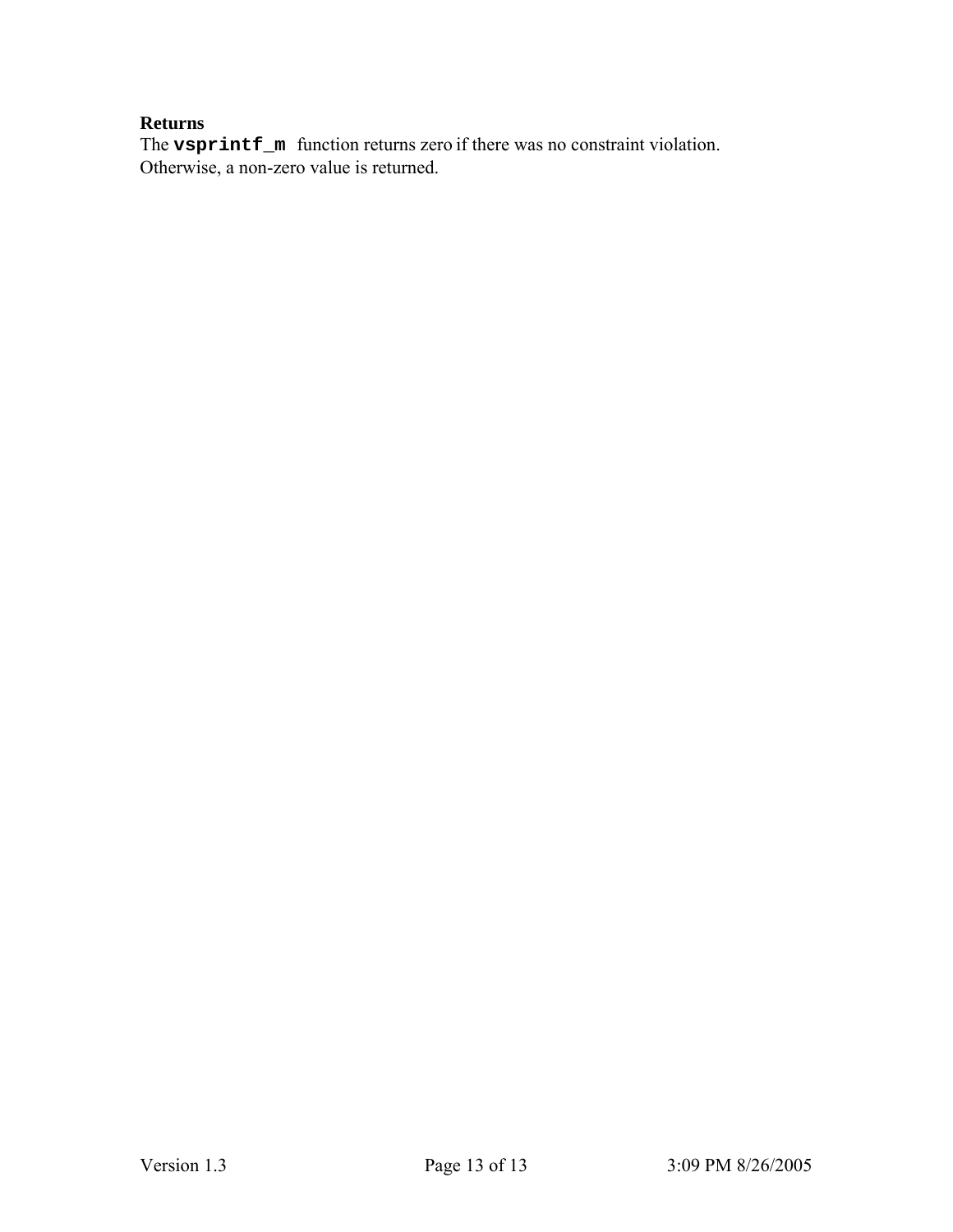**Returns**

The `vsprintf_m` function returns zero if there was no constraint violation. Otherwise, a non-zero value is returned.